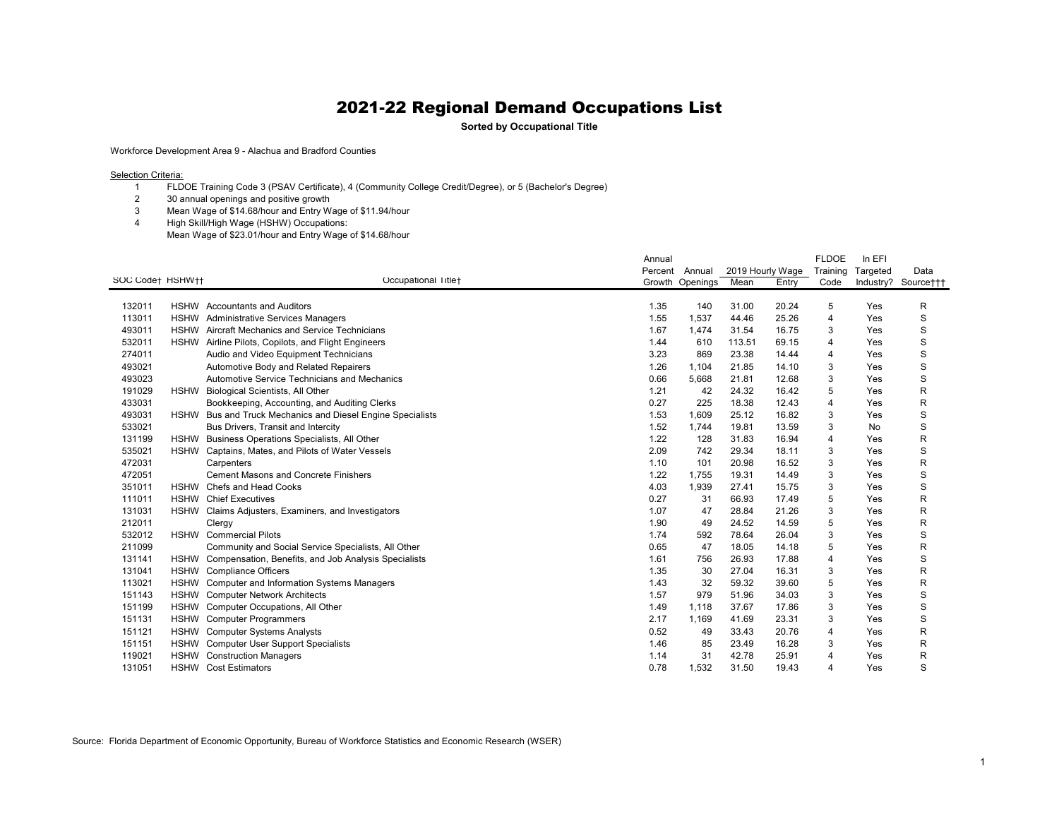# 2021-22 Regional Demand Occupations List

**Sorted by Occupational Title**

Workforce Development Area 9 - Alachua and Bradford Counties

Selection Criteria:

1. FLDOE Training Code 3 (PSAV Certificate), 4 (Community College Credit/Degree), or 5 (Bachelor's Degree)
2. 30 annual openings and positive growth
3. Mean Wage of $14.68/hour and Entry Wage of $11.94/hour
4. High Skill/High Wage (HSHW) Occupations:
   Mean Wage of $23.01/hour and Entry Wage of $14.68/hour

| SOC Code† | HSHW†† | Occupational Title† | Annual Percent Growth | Annual Openings | 2019 Hourly Wage Mean | 2019 Hourly Wage Entry | FLDOE Training Code | In EFI Targeted Industry? | Data Source††† |
|---|---|---|---|---|---|---|---|---|---|
| 132011 | HSHW | Accountants and Auditors | 1.35 | 140 | 31.00 | 20.24 | 5 | Yes | R |
| 113011 | HSHW | Administrative Services Managers | 1.55 | 1,537 | 44.46 | 25.26 | 4 | Yes | S |
| 493011 | HSHW | Aircraft Mechanics and Service Technicians | 1.67 | 1,474 | 31.54 | 16.75 | 3 | Yes | S |
| 532011 | HSHW | Airline Pilots, Copilots, and Flight Engineers | 1.44 | 610 | 113.51 | 69.15 | 4 | Yes | S |
| 274011 | | Audio and Video Equipment Technicians | 3.23 | 869 | 23.38 | 14.44 | 4 | Yes | S |
| 493021 | | Automotive Body and Related Repairers | 1.26 | 1,104 | 21.85 | 14.10 | 3 | Yes | S |
| 493023 | | Automotive Service Technicians and Mechanics | 0.66 | 5,668 | 21.81 | 12.68 | 3 | Yes | S |
| 191029 | HSHW | Biological Scientists, All Other | 1.21 | 42 | 24.32 | 16.42 | 5 | Yes | R |
| 433031 | | Bookkeeping, Accounting, and Auditing Clerks | 0.27 | 225 | 18.38 | 12.43 | 4 | Yes | R |
| 493031 | HSHW | Bus and Truck Mechanics and Diesel Engine Specialists | 1.53 | 1,609 | 25.12 | 16.82 | 3 | Yes | S |
| 533021 | | Bus Drivers, Transit and Intercity | 1.52 | 1,744 | 19.81 | 13.59 | 3 | No | S |
| 131199 | HSHW | Business Operations Specialists, All Other | 1.22 | 128 | 31.83 | 16.94 | 4 | Yes | R |
| 535021 | HSHW | Captains, Mates, and Pilots of Water Vessels | 2.09 | 742 | 29.34 | 18.11 | 3 | Yes | S |
| 472031 | | Carpenters | 1.10 | 101 | 20.98 | 16.52 | 3 | Yes | R |
| 472051 | | Cement Masons and Concrete Finishers | 1.22 | 1,755 | 19.31 | 14.49 | 3 | Yes | S |
| 351011 | HSHW | Chefs and Head Cooks | 4.03 | 1,939 | 27.41 | 15.75 | 3 | Yes | S |
| 111011 | HSHW | Chief Executives | 0.27 | 31 | 66.93 | 17.49 | 5 | Yes | R |
| 131031 | HSHW | Claims Adjusters, Examiners, and Investigators | 1.07 | 47 | 28.84 | 21.26 | 3 | Yes | R |
| 212011 | | Clergy | 1.90 | 49 | 24.52 | 14.59 | 5 | Yes | R |
| 532012 | HSHW | Commercial Pilots | 1.74 | 592 | 78.64 | 26.04 | 3 | Yes | S |
| 211099 | | Community and Social Service Specialists, All Other | 0.65 | 47 | 18.05 | 14.18 | 5 | Yes | R |
| 131141 | HSHW | Compensation, Benefits, and Job Analysis Specialists | 1.61 | 756 | 26.93 | 17.88 | 4 | Yes | S |
| 131041 | HSHW | Compliance Officers | 1.35 | 30 | 27.04 | 16.31 | 3 | Yes | R |
| 113021 | HSHW | Computer and Information Systems Managers | 1.43 | 32 | 59.32 | 39.60 | 5 | Yes | R |
| 151143 | HSHW | Computer Network Architects | 1.57 | 979 | 51.96 | 34.03 | 3 | Yes | S |
| 151199 | HSHW | Computer Occupations, All Other | 1.49 | 1,118 | 37.67 | 17.86 | 3 | Yes | S |
| 151131 | HSHW | Computer Programmers | 2.17 | 1,169 | 41.69 | 23.31 | 3 | Yes | S |
| 151121 | HSHW | Computer Systems Analysts | 0.52 | 49 | 33.43 | 20.76 | 4 | Yes | R |
| 151151 | HSHW | Computer User Support Specialists | 1.46 | 85 | 23.49 | 16.28 | 3 | Yes | R |
| 119021 | HSHW | Construction Managers | 1.14 | 31 | 42.78 | 25.91 | 4 | Yes | R |
| 131051 | HSHW | Cost Estimators | 0.78 | 1,532 | 31.50 | 19.43 | 4 | Yes | S |

Source: Florida Department of Economic Opportunity, Bureau of Workforce Statistics and Economic Research (WSER)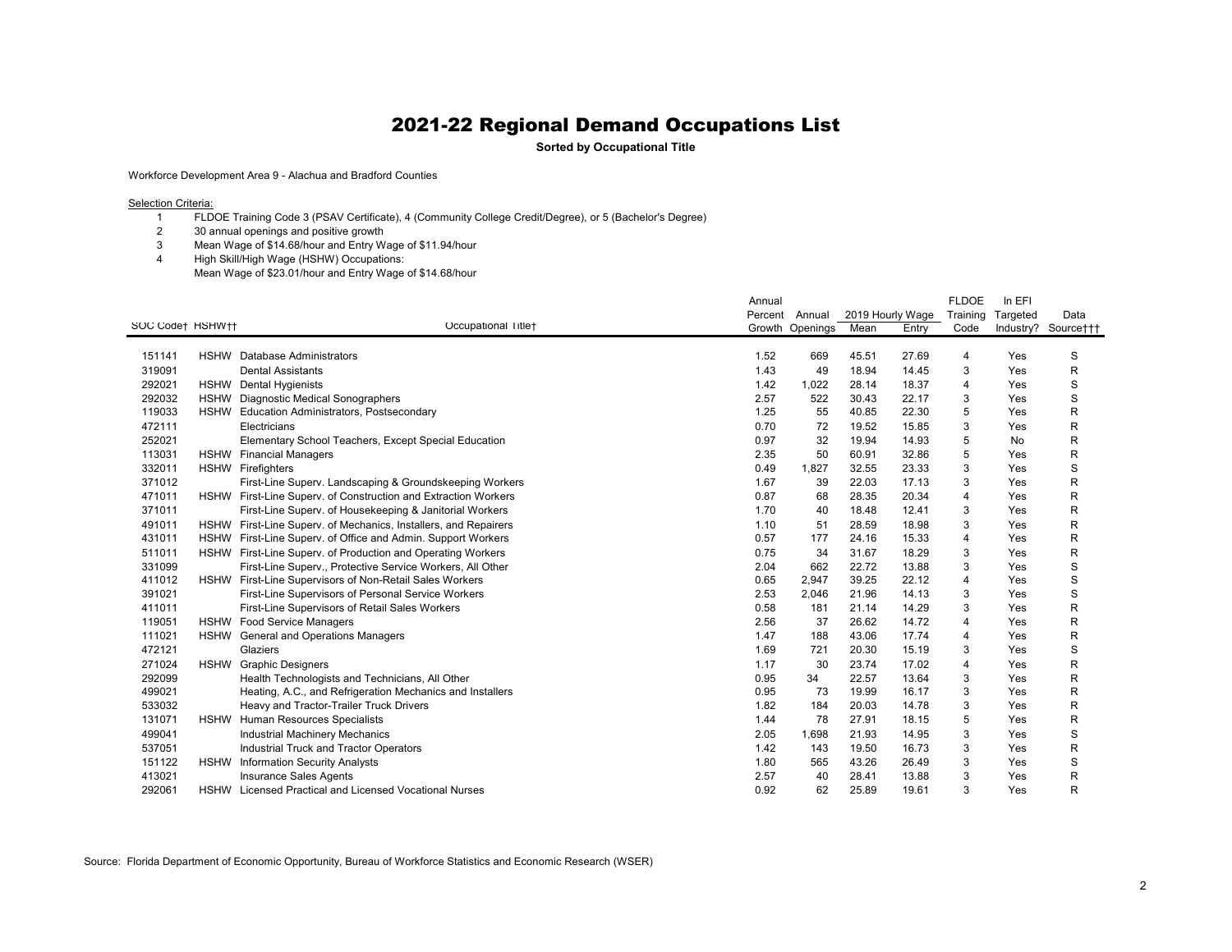# 2021-22 Regional Demand Occupations List

**Sorted by Occupational Title**

Workforce Development Area 9 - Alachua and Bradford Counties

Selection Criteria:

1. FLDOE Training Code 3 (PSAV Certificate), 4 (Community College Credit/Degree), or 5 (Bachelor's Degree)
2. 30 annual openings and positive growth
3. Mean Wage of $14.68/hour and Entry Wage of $11.94/hour
4. High Skill/High Wage (HSHW) Occupations:
   Mean Wage of $23.01/hour and Entry Wage of $14.68/hour

| SOC Code† | HSHW†† | Occupational Title† | Annual Percent Growth | Annual Openings | 2019 Hourly Wage Mean | 2019 Hourly Wage Entry | FLDOE Training Code | In EFI Targeted Industry? | Data Source††† |
|---|---|---|---|---|---|---|---|---|---|
| 151141 | HSHW | Database Administrators | 1.52 | 669 | 45.51 | 27.69 | 4 | Yes | S |
| 319091 | | Dental Assistants | 1.43 | 49 | 18.94 | 14.45 | 3 | Yes | R |
| 292021 | HSHW | Dental Hygienists | 1.42 | 1,022 | 28.14 | 18.37 | 4 | Yes | S |
| 292032 | HSHW | Diagnostic Medical Sonographers | 2.57 | 522 | 30.43 | 22.17 | 3 | Yes | S |
| 119033 | HSHW | Education Administrators, Postsecondary | 1.25 | 55 | 40.85 | 22.30 | 5 | Yes | R |
| 472111 | | Electricians | 0.70 | 72 | 19.52 | 15.85 | 3 | Yes | R |
| 252021 | | Elementary School Teachers, Except Special Education | 0.97 | 32 | 19.94 | 14.93 | 5 | No | R |
| 113031 | HSHW | Financial Managers | 2.35 | 50 | 60.91 | 32.86 | 5 | Yes | R |
| 332011 | HSHW | Firefighters | 0.49 | 1,827 | 32.55 | 23.33 | 3 | Yes | S |
| 371012 | | First-Line Superv. Landscaping & Groundskeeping Workers | 1.67 | 39 | 22.03 | 17.13 | 3 | Yes | R |
| 471011 | HSHW | First-Line Superv. of Construction and Extraction Workers | 0.87 | 68 | 28.35 | 20.34 | 4 | Yes | R |
| 371011 | | First-Line Superv. of Housekeeping & Janitorial Workers | 1.70 | 40 | 18.48 | 12.41 | 3 | Yes | R |
| 491011 | HSHW | First-Line Superv. of Mechanics, Installers, and Repairers | 1.10 | 51 | 28.59 | 18.98 | 3 | Yes | R |
| 431011 | HSHW | First-Line Superv. of Office and Admin. Support Workers | 0.57 | 177 | 24.16 | 15.33 | 4 | Yes | R |
| 511011 | HSHW | First-Line Superv. of Production and Operating Workers | 0.75 | 34 | 31.67 | 18.29 | 3 | Yes | R |
| 331099 | | First-Line Superv., Protective Service Workers, All Other | 2.04 | 662 | 22.72 | 13.88 | 3 | Yes | S |
| 411012 | HSHW | First-Line Supervisors of Non-Retail Sales Workers | 0.65 | 2,947 | 39.25 | 22.12 | 4 | Yes | S |
| 391021 | | First-Line Supervisors of Personal Service Workers | 2.53 | 2,046 | 21.96 | 14.13 | 3 | Yes | S |
| 411011 | | First-Line Supervisors of Retail Sales Workers | 0.58 | 181 | 21.14 | 14.29 | 3 | Yes | R |
| 119051 | HSHW | Food Service Managers | 2.56 | 37 | 26.62 | 14.72 | 4 | Yes | R |
| 111021 | HSHW | General and Operations Managers | 1.47 | 188 | 43.06 | 17.74 | 4 | Yes | R |
| 472121 | | Glaziers | 1.69 | 721 | 20.30 | 15.19 | 3 | Yes | S |
| 271024 | HSHW | Graphic Designers | 1.17 | 30 | 23.74 | 17.02 | 4 | Yes | R |
| 292099 | | Health Technologists and Technicians, All Other | 0.95 | 34 | 22.57 | 13.64 | 3 | Yes | R |
| 499021 | | Heating, A.C., and Refrigeration Mechanics and Installers | 0.95 | 73 | 19.99 | 16.17 | 3 | Yes | R |
| 533032 | | Heavy and Tractor-Trailer Truck Drivers | 1.82 | 184 | 20.03 | 14.78 | 3 | Yes | R |
| 131071 | HSHW | Human Resources Specialists | 1.44 | 78 | 27.91 | 18.15 | 5 | Yes | R |
| 499041 | | Industrial Machinery Mechanics | 2.05 | 1,698 | 21.93 | 14.95 | 3 | Yes | S |
| 537051 | | Industrial Truck and Tractor Operators | 1.42 | 143 | 19.50 | 16.73 | 3 | Yes | R |
| 151122 | HSHW | Information Security Analysts | 1.80 | 565 | 43.26 | 26.49 | 3 | Yes | S |
| 413021 | | Insurance Sales Agents | 2.57 | 40 | 28.41 | 13.88 | 3 | Yes | R |
| 292061 | HSHW | Licensed Practical and Licensed Vocational Nurses | 0.92 | 62 | 25.89 | 19.61 | 3 | Yes | R |

Source: Florida Department of Economic Opportunity, Bureau of Workforce Statistics and Economic Research (WSER)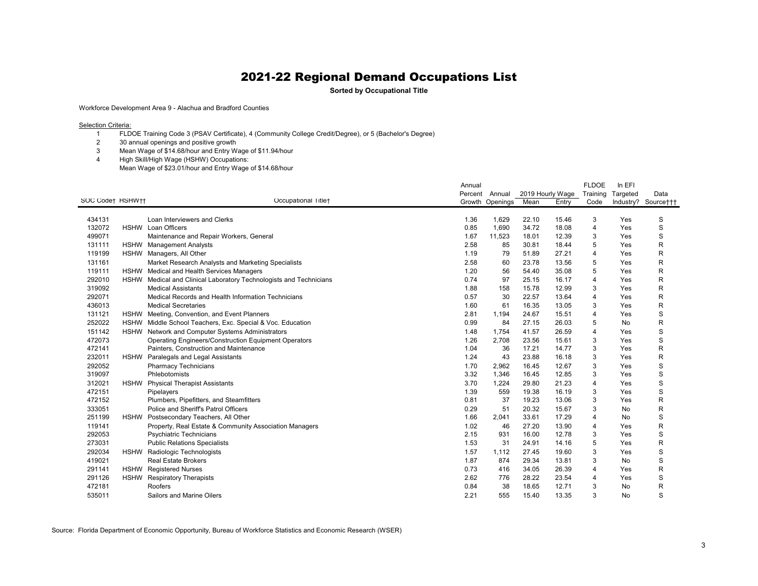# 2021-22 Regional Demand Occupations List

**Sorted by Occupational Title**

Workforce Development Area 9 - Alachua and Bradford Counties

Selection Criteria:

1. FLDOE Training Code 3 (PSAV Certificate), 4 (Community College Credit/Degree), or 5 (Bachelor's Degree)
2. 30 annual openings and positive growth
3. Mean Wage of $14.68/hour and Entry Wage of $11.94/hour
4. High Skill/High Wage (HSHW) Occupations:
   Mean Wage of $23.01/hour and Entry Wage of $14.68/hour

| SOC Code† | HSHW†† | Occupational Title† | Annual Percent Growth | Annual Openings | 2019 Hourly Wage Mean | 2019 Hourly Wage Entry | FLDOE Training Code | In EFI Targeted Industry? | Data Source††† |
|---|---|---|---|---|---|---|---|---|---|
| 434131 | | Loan Interviewers and Clerks | 1.36 | 1,629 | 22.10 | 15.46 | 3 | Yes | S |
| 132072 | HSHW | Loan Officers | 0.85 | 1,690 | 34.72 | 18.08 | 4 | Yes | S |
| 499071 | | Maintenance and Repair Workers, General | 1.67 | 11,523 | 18.01 | 12.39 | 3 | Yes | S |
| 131111 | HSHW | Management Analysts | 2.58 | 85 | 30.81 | 18.44 | 5 | Yes | R |
| 119199 | HSHW | Managers, All Other | 1.19 | 79 | 51.89 | 27.21 | 4 | Yes | R |
| 131161 | | Market Research Analysts and Marketing Specialists | 2.58 | 60 | 23.78 | 13.56 | 5 | Yes | R |
| 119111 | HSHW | Medical and Health Services Managers | 1.20 | 56 | 54.40 | 35.08 | 5 | Yes | R |
| 292010 | HSHW | Medical and Clinical Laboratory Technologists and Technicians | 0.74 | 97 | 25.15 | 16.17 | 4 | Yes | R |
| 319092 | | Medical Assistants | 1.88 | 158 | 15.78 | 12.99 | 3 | Yes | R |
| 292071 | | Medical Records and Health Information Technicians | 0.57 | 30 | 22.57 | 13.64 | 4 | Yes | R |
| 436013 | | Medical Secretaries | 1.60 | 61 | 16.35 | 13.05 | 3 | Yes | R |
| 131121 | HSHW | Meeting, Convention, and Event Planners | 2.81 | 1,194 | 24.67 | 15.51 | 4 | Yes | S |
| 252022 | HSHW | Middle School Teachers, Exc. Special & Voc. Education | 0.99 | 84 | 27.15 | 26.03 | 5 | No | R |
| 151142 | HSHW | Network and Computer Systems Administrators | 1.48 | 1,754 | 41.57 | 26.59 | 4 | Yes | S |
| 472073 | | Operating Engineers/Construction Equipment Operators | 1.26 | 2,708 | 23.56 | 15.61 | 3 | Yes | S |
| 472141 | | Painters, Construction and Maintenance | 1.04 | 36 | 17.21 | 14.77 | 3 | Yes | R |
| 232011 | HSHW | Paralegals and Legal Assistants | 1.24 | 43 | 23.88 | 16.18 | 3 | Yes | R |
| 292052 | | Pharmacy Technicians | 1.70 | 2,962 | 16.45 | 12.67 | 3 | Yes | S |
| 319097 | | Phlebotomists | 3.32 | 1,346 | 16.45 | 12.85 | 3 | Yes | S |
| 312021 | HSHW | Physical Therapist Assistants | 3.70 | 1,224 | 29.80 | 21.23 | 4 | Yes | S |
| 472151 | | Pipelayers | 1.39 | 559 | 19.38 | 16.19 | 3 | Yes | S |
| 472152 | | Plumbers, Pipefitters, and Steamfitters | 0.81 | 37 | 19.23 | 13.06 | 3 | Yes | R |
| 333051 | | Police and Sheriff's Patrol Officers | 0.29 | 51 | 20.32 | 15.67 | 3 | No | R |
| 251199 | HSHW | Postsecondary Teachers, All Other | 1.66 | 2,041 | 33.61 | 17.29 | 4 | No | S |
| 119141 | | Property, Real Estate & Community Association Managers | 1.02 | 46 | 27.20 | 13.90 | 4 | Yes | R |
| 292053 | | Psychiatric Technicians | 2.15 | 931 | 16.00 | 12.78 | 3 | Yes | S |
| 273031 | | Public Relations Specialists | 1.53 | 31 | 24.91 | 14.16 | 5 | Yes | R |
| 292034 | HSHW | Radiologic Technologists | 1.57 | 1,112 | 27.45 | 19.60 | 3 | Yes | S |
| 419021 | | Real Estate Brokers | 1.87 | 874 | 29.34 | 13.81 | 3 | No | S |
| 291141 | HSHW | Registered Nurses | 0.73 | 416 | 34.05 | 26.39 | 4 | Yes | R |
| 291126 | HSHW | Respiratory Therapists | 2.62 | 776 | 28.22 | 23.54 | 4 | Yes | S |
| 472181 | | Roofers | 0.84 | 38 | 18.65 | 12.71 | 3 | No | R |
| 535011 | | Sailors and Marine Oilers | 2.21 | 555 | 15.40 | 13.35 | 3 | No | S |

Source: Florida Department of Economic Opportunity, Bureau of Workforce Statistics and Economic Research (WSER)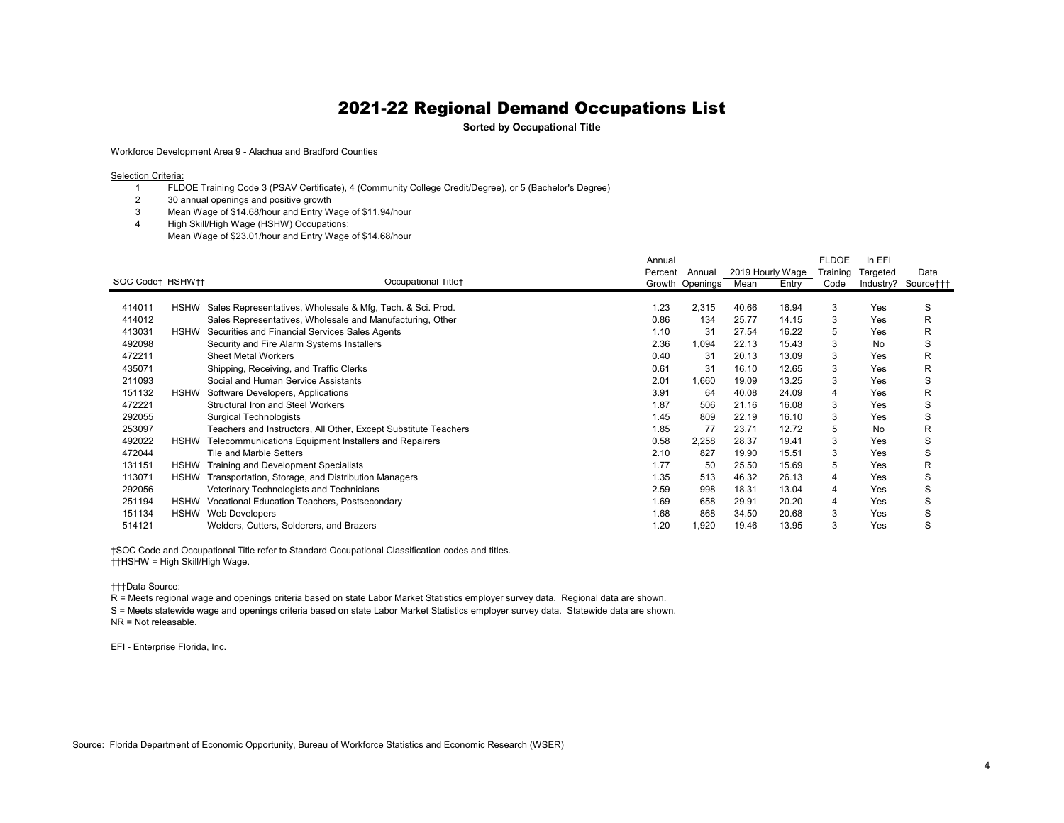# 2021-22 Regional Demand Occupations List

**Sorted by Occupational Title**

Workforce Development Area 9 - Alachua and Bradford Counties

Selection Criteria:

1. FLDOE Training Code 3 (PSAV Certificate), 4 (Community College Credit/Degree), or 5 (Bachelor's Degree)
2. 30 annual openings and positive growth
3. Mean Wage of $14.68/hour and Entry Wage of $11.94/hour
4. High Skill/High Wage (HSHW) Occupations:
   Mean Wage of $23.01/hour and Entry Wage of $14.68/hour

| SOC Code† | HSHW†† | Occupational Title† | Annual Percent Growth | Annual Openings | 2019 Hourly Wage Mean | 2019 Hourly Wage Entry | FLDOE Training Code | In EFI Targeted Industry? | Data Source††† |
|---|---|---|---|---|---|---|---|---|---|
| 414011 | HSHW | Sales Representatives, Wholesale & Mfg, Tech. & Sci. Prod. | 1.23 | 2,315 | 40.66 | 16.94 | 3 | Yes | S |
| 414012 | | Sales Representatives, Wholesale and Manufacturing, Other | 0.86 | 134 | 25.77 | 14.15 | 3 | Yes | R |
| 413031 | HSHW | Securities and Financial Services Sales Agents | 1.10 | 31 | 27.54 | 16.22 | 5 | Yes | R |
| 492098 | | Security and Fire Alarm Systems Installers | 2.36 | 1,094 | 22.13 | 15.43 | 3 | No | S |
| 472211 | | Sheet Metal Workers | 0.40 | 31 | 20.13 | 13.09 | 3 | Yes | R |
| 435071 | | Shipping, Receiving, and Traffic Clerks | 0.61 | 31 | 16.10 | 12.65 | 3 | Yes | R |
| 211093 | | Social and Human Service Assistants | 2.01 | 1,660 | 19.09 | 13.25 | 3 | Yes | S |
| 151132 | HSHW | Software Developers, Applications | 3.91 | 64 | 40.08 | 24.09 | 4 | Yes | R |
| 472221 | | Structural Iron and Steel Workers | 1.87 | 506 | 21.16 | 16.08 | 3 | Yes | S |
| 292055 | | Surgical Technologists | 1.45 | 809 | 22.19 | 16.10 | 3 | Yes | S |
| 253097 | | Teachers and Instructors, All Other, Except Substitute Teachers | 1.85 | 77 | 23.71 | 12.72 | 5 | No | R |
| 492022 | HSHW | Telecommunications Equipment Installers and Repairers | 0.58 | 2,258 | 28.37 | 19.41 | 3 | Yes | S |
| 472044 | | Tile and Marble Setters | 2.10 | 827 | 19.90 | 15.51 | 3 | Yes | S |
| 131151 | HSHW | Training and Development Specialists | 1.77 | 50 | 25.50 | 15.69 | 5 | Yes | R |
| 113071 | HSHW | Transportation, Storage, and Distribution Managers | 1.35 | 513 | 46.32 | 26.13 | 4 | Yes | S |
| 292056 | | Veterinary Technologists and Technicians | 2.59 | 998 | 18.31 | 13.04 | 4 | Yes | S |
| 251194 | HSHW | Vocational Education Teachers, Postsecondary | 1.69 | 658 | 29.91 | 20.20 | 4 | Yes | S |
| 151134 | HSHW | Web Developers | 1.68 | 868 | 34.50 | 20.68 | 3 | Yes | S |
| 514121 | | Welders, Cutters, Solderers, and Brazers | 1.20 | 1,920 | 19.46 | 13.95 | 3 | Yes | S |

†SOC Code and Occupational Title refer to Standard Occupational Classification codes and titles.
††HSHW = High Skill/High Wage.

†††Data Source:
R = Meets regional wage and openings criteria based on state Labor Market Statistics employer survey data. Regional data are shown.
S = Meets statewide wage and openings criteria based on state Labor Market Statistics employer survey data. Statewide data are shown.
NR = Not releasable.

EFI - Enterprise Florida, Inc.

Source: Florida Department of Economic Opportunity, Bureau of Workforce Statistics and Economic Research (WSER)